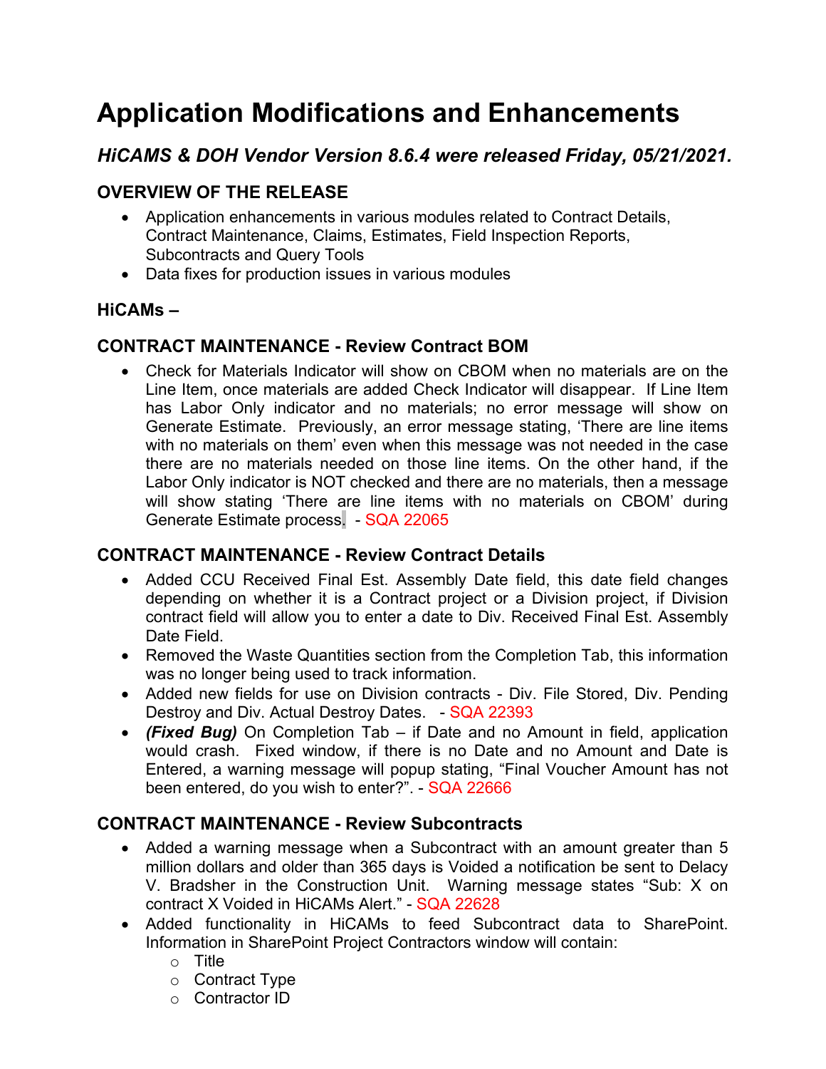# Application Modifications and Enhancements

## *HiCAMS & DOH Vendor Version 8.6.4 were released Friday, 05/21/2021.*

### OVERVIEW OF THE RELEASE

- Application enhancements in various modules related to Contract Details, Contract Maintenance, Claims, Estimates, Field Inspection Reports, Subcontracts and Query Tools
- Data fixes for production issues in various modules

### HiCAMs –

### CONTRACT MAINTENANCE - Review Contract BOM

- Check for Materials Indicator will show on CBOM when no materials are on the Line Item, once materials are added Check Indicator will disappear. If Line Item has Labor Only indicator and no materials; no error message will show on Generate Estimate. Previously, an error message stating, 'There are line items with no materials on them' even when this message was not needed in the case there are no materials needed on those line items. On the other hand, if the Labor Only indicator is NOT checked and there are no materials, then a message will show stating 'There are line items with no materials on CBOM' during Generate Estimate process. - SQA 22065

### CONTRACT MAINTENANCE - Review Contract Details

- Added CCU Received Final Est. Assembly Date field, this date field changes depending on whether it is a Contract project or a Division project, if Division contract field will allow you to enter a date to Div. Received Final Est. Assembly Date Field.
- Removed the Waste Quantities section from the Completion Tab, this information was no longer being used to track information.
- Added new fields for use on Division contracts - Div. File Stored, Div. Pending Destroy and Div. Actual Destroy Dates. - SQA 22393
- ***(Fixed Bug)*** On Completion Tab – if Date and no Amount in field, application would crash. Fixed window, if there is no Date and no Amount and Date is Entered, a warning message will popup stating, "Final Voucher Amount has not been entered, do you wish to enter?". - SQA 22666

### CONTRACT MAINTENANCE - Review Subcontracts

- Added a warning message when a Subcontract with an amount greater than 5 million dollars and older than 365 days is Voided a notification be sent to Delacy V. Bradsher in the Construction Unit. Warning message states "Sub: X on contract X Voided in HiCAMs Alert." - SQA 22628
- Added functionality in HiCAMs to feed Subcontract data to SharePoint. Information in SharePoint Project Contractors window will contain:
  - Title
  - Contract Type
  - Contractor ID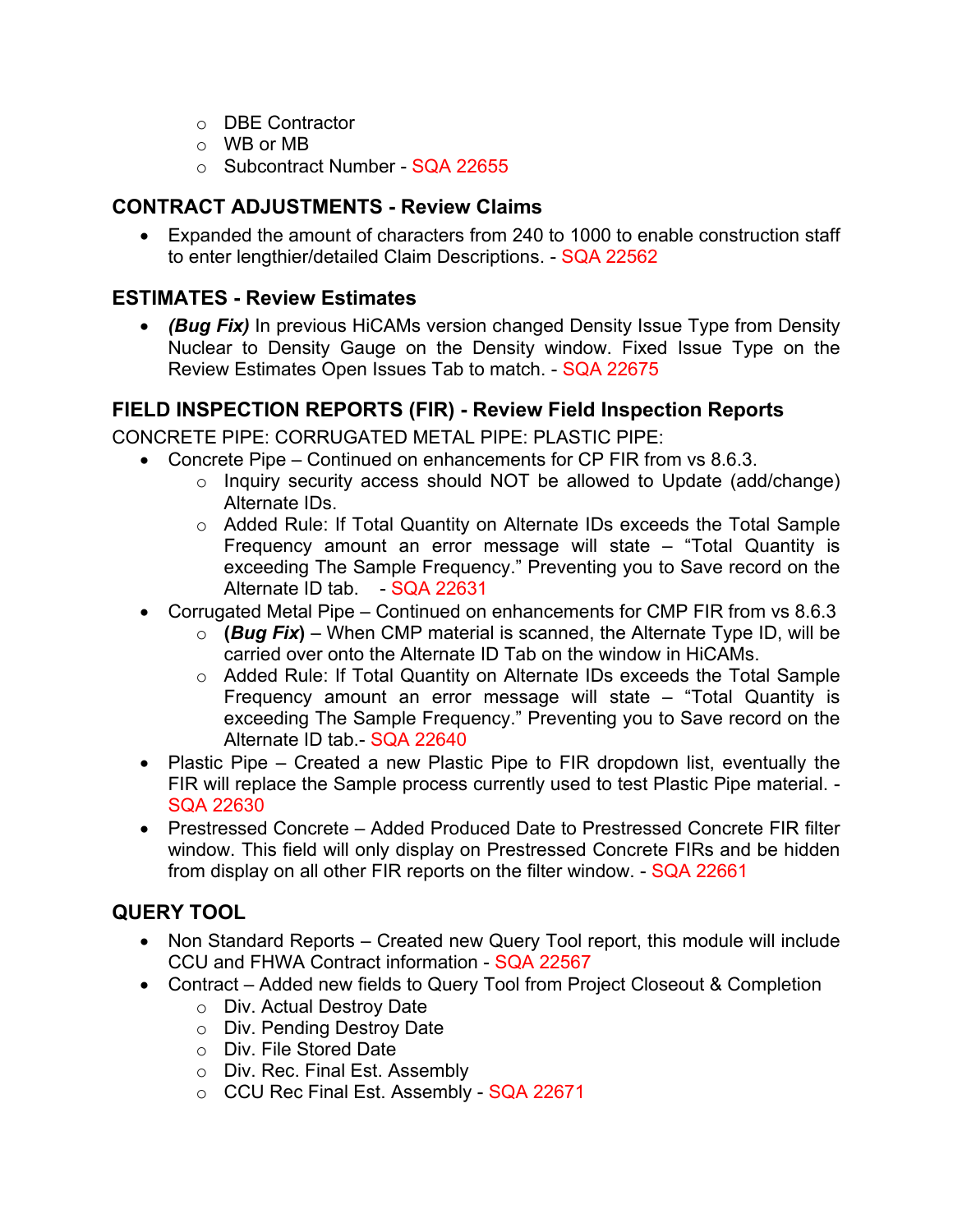- DBE Contractor
   - WB or MB
   - Subcontract Number - SQA 22655

### CONTRACT ADJUSTMENTS - Review Claims

- Expanded the amount of characters from 240 to 1000 to enable construction staff to enter lengthier/detailed Claim Descriptions. - SQA 22562

### ESTIMATES - Review Estimates

- ***(Bug Fix)*** In previous HiCAMs version changed Density Issue Type from Density Nuclear to Density Gauge on the Density window. Fixed Issue Type on the Review Estimates Open Issues Tab to match. - SQA 22675

### FIELD INSPECTION REPORTS (FIR) - Review Field Inspection Reports

CONCRETE PIPE: CORRUGATED METAL PIPE: PLASTIC PIPE:

- Concrete Pipe – Continued on enhancements for CP FIR from vs 8.6.3.
   - Inquiry security access should NOT be allowed to Update (add/change) Alternate IDs.
   - Added Rule: If Total Quantity on Alternate IDs exceeds the Total Sample Frequency amount an error message will state – "Total Quantity is exceeding The Sample Frequency." Preventing you to Save record on the Alternate ID tab. - SQA 22631
- Corrugated Metal Pipe – Continued on enhancements for CMP FIR from vs 8.6.3
   - **(*Bug Fix*)** – When CMP material is scanned, the Alternate Type ID, will be carried over onto the Alternate ID Tab on the window in HiCAMs.
   - Added Rule: If Total Quantity on Alternate IDs exceeds the Total Sample Frequency amount an error message will state – "Total Quantity is exceeding The Sample Frequency." Preventing you to Save record on the Alternate ID tab.- SQA 22640
- Plastic Pipe – Created a new Plastic Pipe to FIR dropdown list, eventually the FIR will replace the Sample process currently used to test Plastic Pipe material. - SQA 22630
- Prestressed Concrete – Added Produced Date to Prestressed Concrete FIR filter window. This field will only display on Prestressed Concrete FIRs and be hidden from display on all other FIR reports on the filter window. - SQA 22661

### QUERY TOOL

- Non Standard Reports – Created new Query Tool report, this module will include CCU and FHWA Contract information - SQA 22567
- Contract – Added new fields to Query Tool from Project Closeout & Completion
   - Div. Actual Destroy Date
   - Div. Pending Destroy Date
   - Div. File Stored Date
   - Div. Rec. Final Est. Assembly
   - CCU Rec Final Est. Assembly - SQA 22671